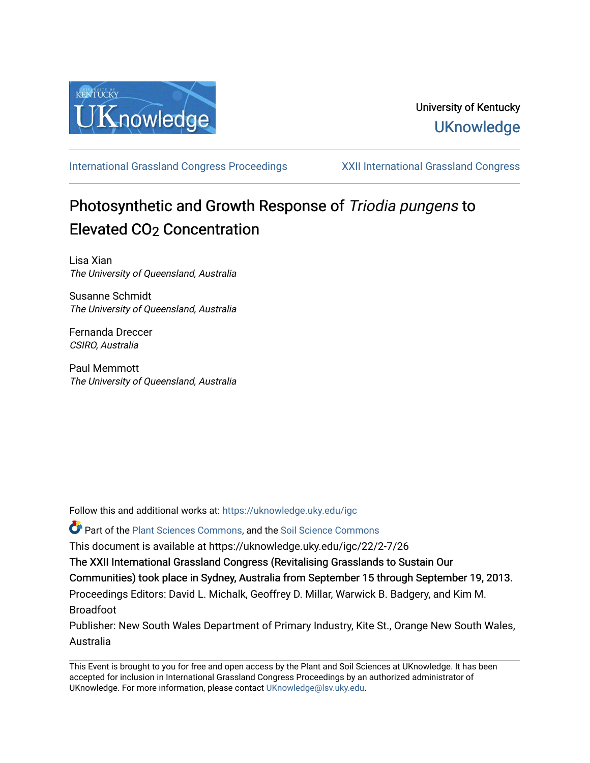University of Kentucky

UKnowledge

International Grassland Congress Proceedings | XXII International Grassland Congress

# Photosynthetic and Growth Response of *Triodia pungens* to Elevated $CO_2$ Concentration

Lisa Xian
*The University of Queensland, Australia*

Susanne Schmidt
*The University of Queensland, Australia*

Fernanda Dreccer
*CSIRO, Australia*

Paul Memmott
*The University of Queensland, Australia*

Follow this and additional works at: https://uknowledge.uky.edu/igc

Part of the Plant Sciences Commons, and the Soil Science Commons

This document is available at https://uknowledge.uky.edu/igc/22/2-7/26

The XXII International Grassland Congress (Revitalising Grasslands to Sustain Our Communities) took place in Sydney, Australia from September 15 through September 19, 2013.

Proceedings Editors: David L. Michalk, Geoffrey D. Millar, Warwick B. Badgery, and Kim M. Broadfoot

Publisher: New South Wales Department of Primary Industry, Kite St., Orange New South Wales, Australia

This Event is brought to you for free and open access by the Plant and Soil Sciences at UKnowledge. It has been accepted for inclusion in International Grassland Congress Proceedings by an authorized administrator of UKnowledge. For more information, please contact UKnowledge@lsv.uky.edu.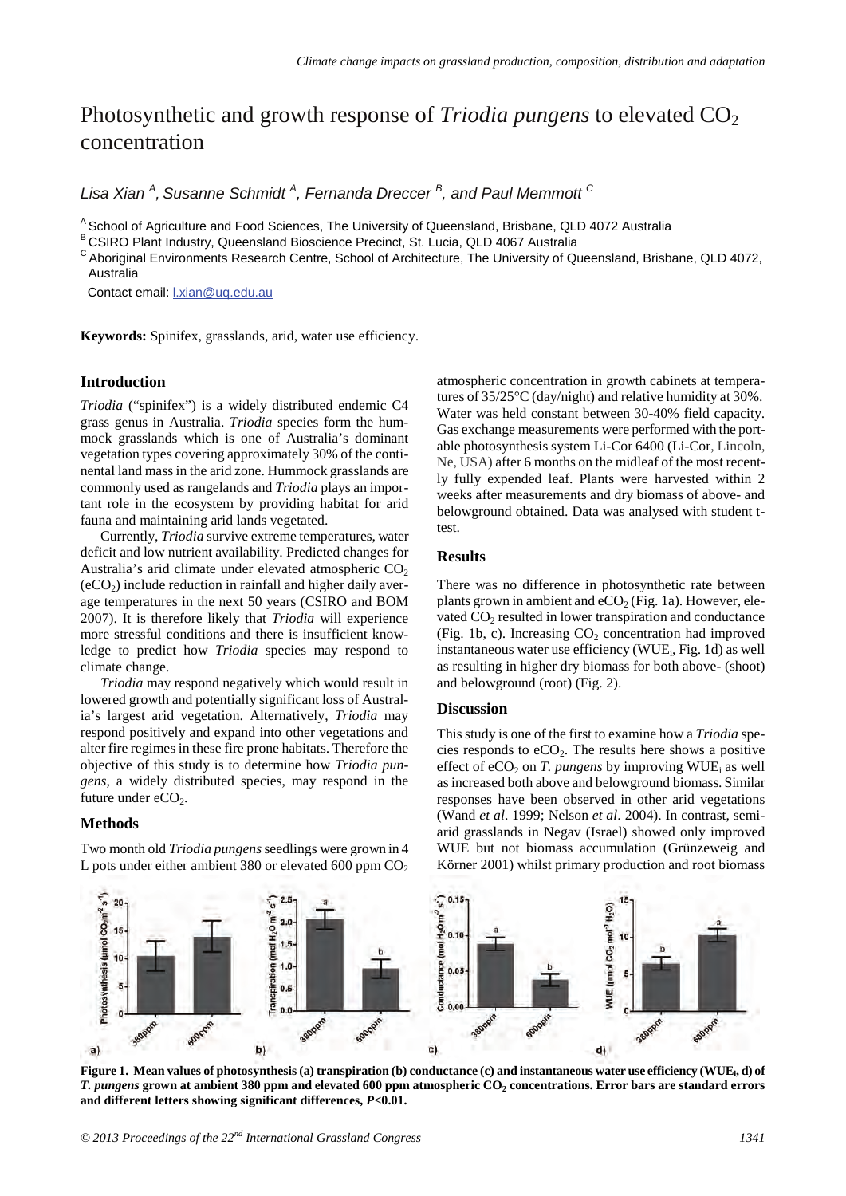# Photosynthetic and growth response of *Triodia pungens* to elevated $CO_2$ concentration

*Lisa Xian [A], Susanne Schmidt [A], Fernanda Dreccer [B], and Paul Memmott [C]*

[A] School of Agriculture and Food Sciences, The University of Queensland, Brisbane, QLD 4072 Australia
[B] CSIRO Plant Industry, Queensland Bioscience Precinct, St. Lucia, QLD 4067 Australia
[C] Aboriginal Environments Research Centre, School of Architecture, The University of Queensland, Brisbane, QLD 4072, Australia

Contact email: l.xian@uq.edu.au

**Keywords:** Spinifex, grasslands, arid, water use efficiency.

## Introduction

*Triodia* ("spinifex") is a widely distributed endemic C4 grass genus in Australia. *Triodia* species form the hummock grasslands which is one of Australia's dominant vegetation types covering approximately 30% of the continental land mass in the arid zone. Hummock grasslands are commonly used as rangelands and *Triodia* plays an important role in the ecosystem by providing habitat for arid fauna and maintaining arid lands vegetated.

Currently, *Triodia* survive extreme temperatures, water deficit and low nutrient availability. Predicted changes for Australia's arid climate under elevated atmospheric $CO_2$ ($eCO_2$) include reduction in rainfall and higher daily average temperatures in the next 50 years (CSIRO and BOM 2007). It is therefore likely that *Triodia* will experience more stressful conditions and there is insufficient knowledge to predict how *Triodia* species may respond to climate change.

*Triodia* may respond negatively which would result in lowered growth and potentially significant loss of Australia's largest arid vegetation. Alternatively, *Triodia* may respond positively and expand into other vegetations and alter fire regimes in these fire prone habitats. Therefore the objective of this study is to determine how *Triodia pungens,* a widely distributed species, may respond in the future under $eCO_2$.

## Methods

Two month old *Triodia pungens* seedlings were grown in 4 L pots under either ambient 380 or elevated 600 ppm $CO_2$ atmospheric concentration in growth cabinets at temperatures of 35/25°C (day/night) and relative humidity at 30%. Water was held constant between 30-40% field capacity. Gas exchange measurements were performed with the portable photosynthesis system Li-Cor 6400 (Li-Cor, Lincoln, Ne, USA) after 6 months on the midleaf of the most recently fully expended leaf. Plants were harvested within 2 weeks after measurements and dry biomass of above- and belowground obtained. Data was analysed with student t-test.

## Results

There was no difference in photosynthetic rate between plants grown in ambient and $eCO_2$ (Fig. 1a). However, elevated $CO_2$ resulted in lower transpiration and conductance (Fig. 1b, c). Increasing $CO_2$ concentration had improved instantaneous water use efficiency ($WUE_i$, Fig. 1d) as well as resulting in higher dry biomass for both above- (shoot) and belowground (root) (Fig. 2).

## Discussion

This study is one of the first to examine how a *Triodia* species responds to $eCO_2$. The results here shows a positive effect of $eCO_2$ on *T. pungens* by improving $WUE_i$ as well as increased both above and belowground biomass. Similar responses have been observed in other arid vegetations (Wand *et al*. 1999; Nelson *et al*. 2004). In contrast, semi-arid grasslands in Negav (Israel) showed only improved WUE but not biomass accumulation (Grünzeweig and Körner 2001) whilst primary production and root biomass

**Figure 1. Mean values of photosynthesis (a) transpiration (b) conductance (c) and instantaneous water use efficiency ($WUE_i$, d) of *T. pungens* grown at ambient 380 ppm and elevated 600 ppm atmospheric $CO_2$ concentrations. Error bars are standard errors and different letters showing significant differences, *P*<0.01.**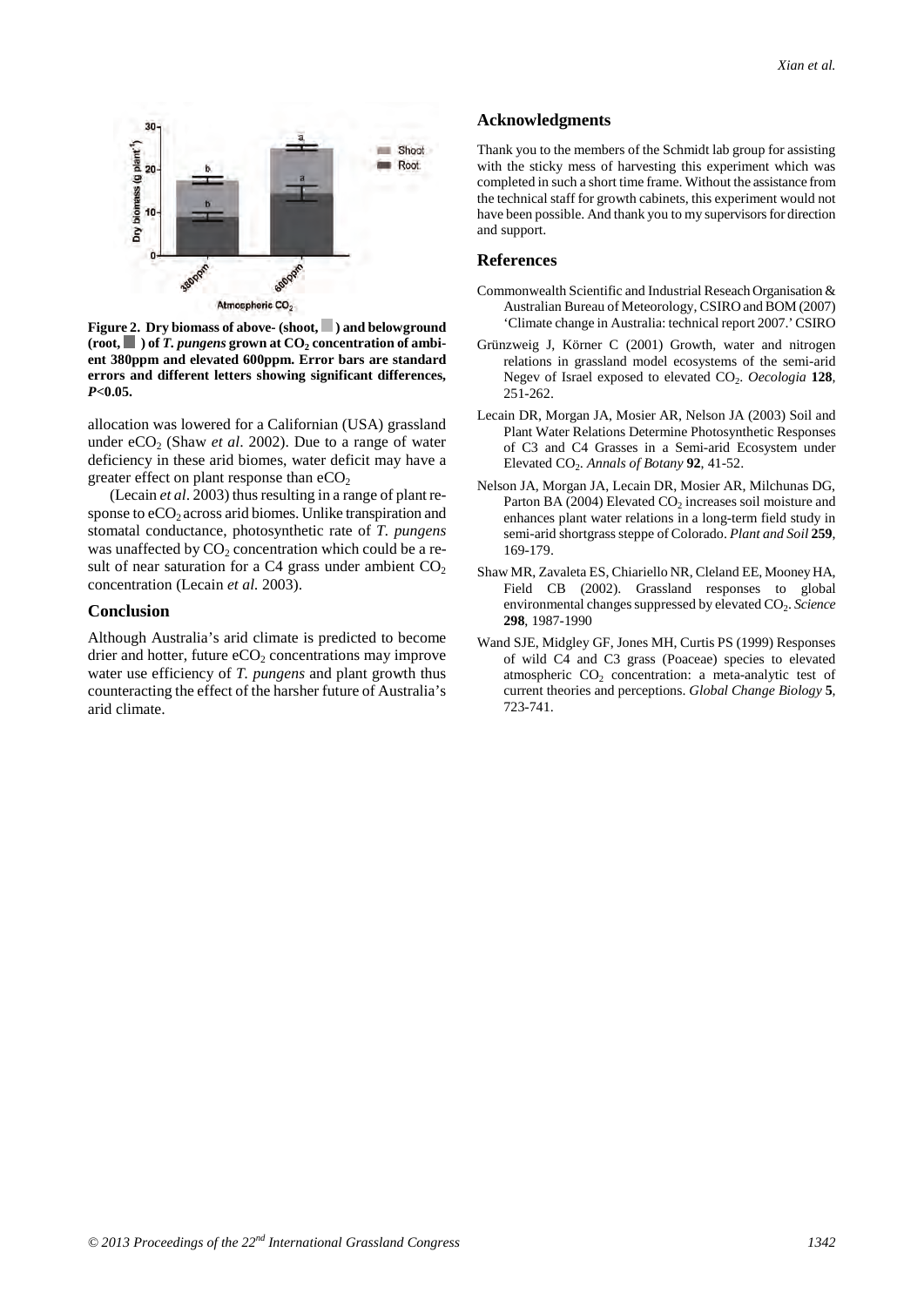30
20
10
0
Dry biomass (g plant$^{-1}$)
b
b
a
a
Shoot
Root
380ppm
600ppm
Atmospheric $CO_2$

**Figure 2. Dry biomass of above- (shoot, ) and belowground (root, ) of *T. pungens* grown at $CO_2$ concentration of ambient 380ppm and elevated 600ppm. Error bars are standard errors and different letters showing significant differences, *P*<0.05.**

allocation was lowered for a Californian (USA) grassland under $eCO_2$ (Shaw *et al*. 2002). Due to a range of water deficiency in these arid biomes, water deficit may have a greater effect on plant response than $eCO_2$

(Lecain *et al*. 2003) thus resulting in a range of plant response to $eCO_2$ across arid biomes. Unlike transpiration and stomatal conductance, photosynthetic rate of *T. pungens* was unaffected by $CO_2$ concentration which could be a result of near saturation for a C4 grass under ambient $CO_2$ concentration (Lecain *et al.* 2003).

## Conclusion

Although Australia's arid climate is predicted to become drier and hotter, future $eCO_2$ concentrations may improve water use efficiency of *T. pungens* and plant growth thus counteracting the effect of the harsher future of Australia's arid climate.

## Acknowledgments

Thank you to the members of the Schmidt lab group for assisting with the sticky mess of harvesting this experiment which was completed in such a short time frame. Without the assistance from the technical staff for growth cabinets, this experiment would not have been possible. And thank you to my supervisors for direction and support.

## References

Commonwealth Scientific and Industrial Reseach Organisation & Australian Bureau of Meteorology, CSIRO and BOM (2007) 'Climate change in Australia: technical report 2007.' CSIRO

Grünzweig J, Körner C (2001) Growth, water and nitrogen relations in grassland model ecosystems of the semi-arid Negev of Israel exposed to elevated $CO_2$. *Oecologia* **128**, 251-262.

Lecain DR, Morgan JA, Mosier AR, Nelson JA (2003) Soil and Plant Water Relations Determine Photosynthetic Responses of C3 and C4 Grasses in a Semi-arid Ecosystem under Elevated $CO_2$. *Annals of Botany* **92**, 41-52.

Nelson JA, Morgan JA, Lecain DR, Mosier AR, Milchunas DG, Parton BA (2004) Elevated $CO_2$ increases soil moisture and enhances plant water relations in a long-term field study in semi-arid shortgrass steppe of Colorado. *Plant and Soil* **259**, 169-179.

Shaw MR, Zavaleta ES, Chiariello NR, Cleland EE, Mooney HA, Field CB (2002). Grassland responses to global environmental changes suppressed by elevated $CO_2$. *Science* **298**, 1987-1990

Wand SJE, Midgley GF, Jones MH, Curtis PS (1999) Responses of wild C4 and C3 grass (Poaceae) species to elevated atmospheric $CO_2$ concentration: a meta-analytic test of current theories and perceptions. *Global Change Biology* **5**, 723-741.